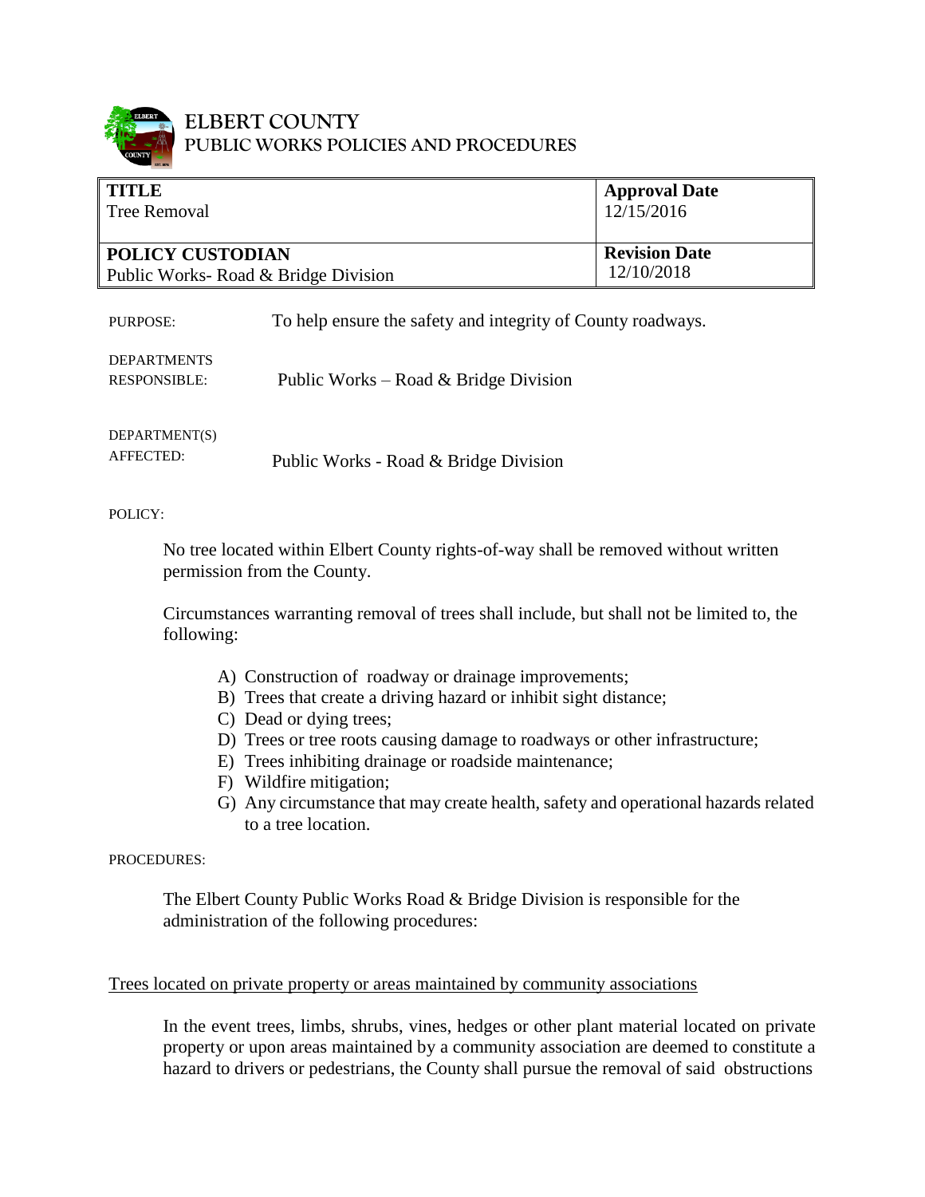# ELBERT COUNTY
## PUBLIC WORKS POLICIES AND PROCEDURES

| **TITLE**<br>Tree Removal | **Approval Date**<br>12/15/2016 |
|---|---|
| **POLICY CUSTODIAN**<br>Public Works- Road & Bridge Division | **Revision Date**<br>12/10/2018 |

PURPOSE: To help ensure the safety and integrity of County roadways.

DEPARTMENTS RESPONSIBLE: Public Works – Road & Bridge Division

DEPARTMENT(S) AFFECTED: Public Works - Road & Bridge Division

POLICY:

No tree located within Elbert County rights-of-way shall be removed without written permission from the County.

Circumstances warranting removal of trees shall include, but shall not be limited to, the following:

A) Construction of roadway or drainage improvements;
B) Trees that create a driving hazard or inhibit sight distance;
C) Dead or dying trees;
D) Trees or tree roots causing damage to roadways or other infrastructure;
E) Trees inhibiting drainage or roadside maintenance;
F) Wildfire mitigation;
G) Any circumstance that may create health, safety and operational hazards related to a tree location.

PROCEDURES:

The Elbert County Public Works Road & Bridge Division is responsible for the administration of the following procedures:

<u>Trees located on private property or areas maintained by community associations</u>

In the event trees, limbs, shrubs, vines, hedges or other plant material located on private property or upon areas maintained by a community association are deemed to constitute a hazard to drivers or pedestrians, the County shall pursue the removal of said obstructions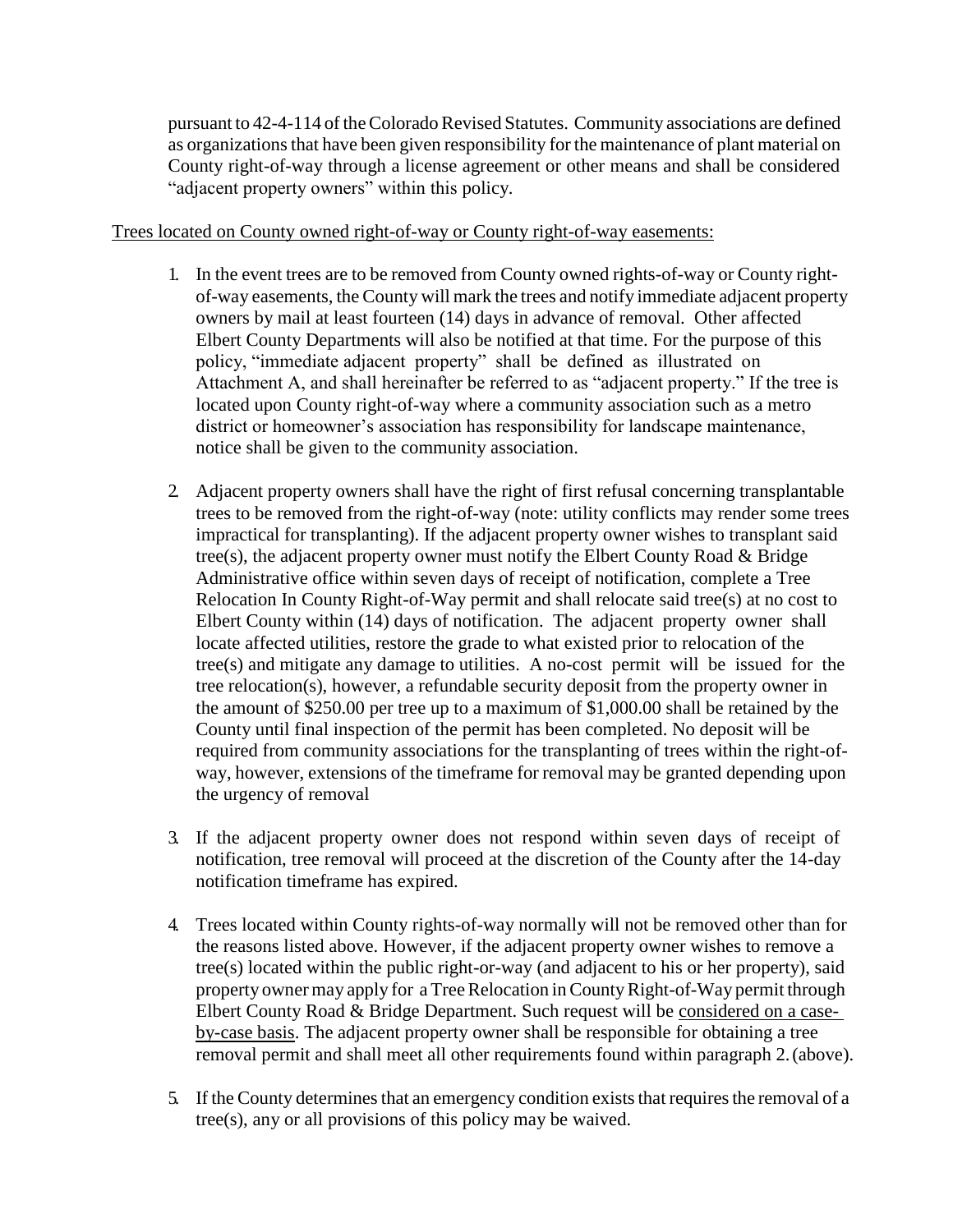pursuant to 42-4-114 of the Colorado Revised Statutes. Community associations are defined as organizations that have been given responsibility for the maintenance of plant material on County right-of-way through a license agreement or other means and shall be considered "adjacent property owners" within this policy.

<u>Trees located on County owned right-of-way or County right-of-way easements:</u>

1. In the event trees are to be removed from County owned rights-of-way or County right-of-way easements, the County will mark the trees and notify immediate adjacent property owners by mail at least fourteen (14) days in advance of removal. Other affected Elbert County Departments will also be notified at that time. For the purpose of this policy, "immediate adjacent property" shall be defined as illustrated on Attachment A, and shall hereinafter be referred to as "adjacent property." If the tree is located upon County right-of-way where a community association such as a metro district or homeowner's association has responsibility for landscape maintenance, notice shall be given to the community association.

2. Adjacent property owners shall have the right of first refusal concerning transplantable trees to be removed from the right-of-way (note: utility conflicts may render some trees impractical for transplanting). If the adjacent property owner wishes to transplant said tree(s), the adjacent property owner must notify the Elbert County Road & Bridge Administrative office within seven days of receipt of notification, complete a Tree Relocation In County Right-of-Way permit and shall relocate said tree(s) at no cost to Elbert County within (14) days of notification. The adjacent property owner shall locate affected utilities, restore the grade to what existed prior to relocation of the tree(s) and mitigate any damage to utilities. A no-cost permit will be issued for the tree relocation(s), however, a refundable security deposit from the property owner in the amount of $250.00 per tree up to a maximum of $1,000.00 shall be retained by the County until final inspection of the permit has been completed. No deposit will be required from community associations for the transplanting of trees within the right-of-way, however, extensions of the timeframe for removal may be granted depending upon the urgency of removal

3. If the adjacent property owner does not respond within seven days of receipt of notification, tree removal will proceed at the discretion of the County after the 14-day notification timeframe has expired.

4. Trees located within County rights-of-way normally will not be removed other than for the reasons listed above. However, if the adjacent property owner wishes to remove a tree(s) located within the public right-or-way (and adjacent to his or her property), said property owner may apply for a Tree Relocation in County Right-of-Way permit through Elbert County Road & Bridge Department. Such request will be <u>considered on a case-by-case basis</u>. The adjacent property owner shall be responsible for obtaining a tree removal permit and shall meet all other requirements found within paragraph 2. (above).

5. If the County determines that an emergency condition exists that requires the removal of a tree(s), any or all provisions of this policy may be waived.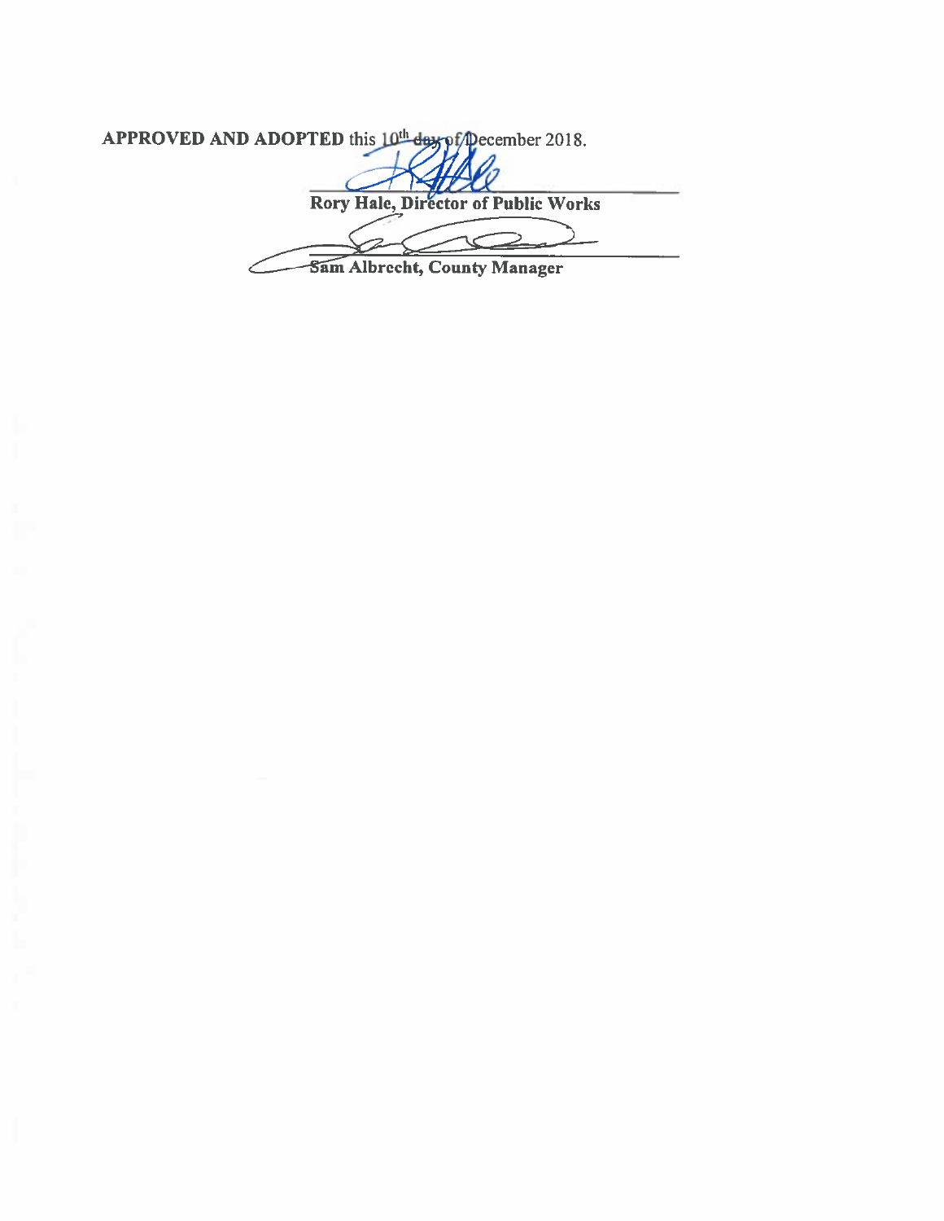**APPROVED AND ADOPTED** this 10[th] day of December 2018.

______________________________
**Rory Hale, Director of Public Works**

______________________________
**Sam Albrecht, County Manager**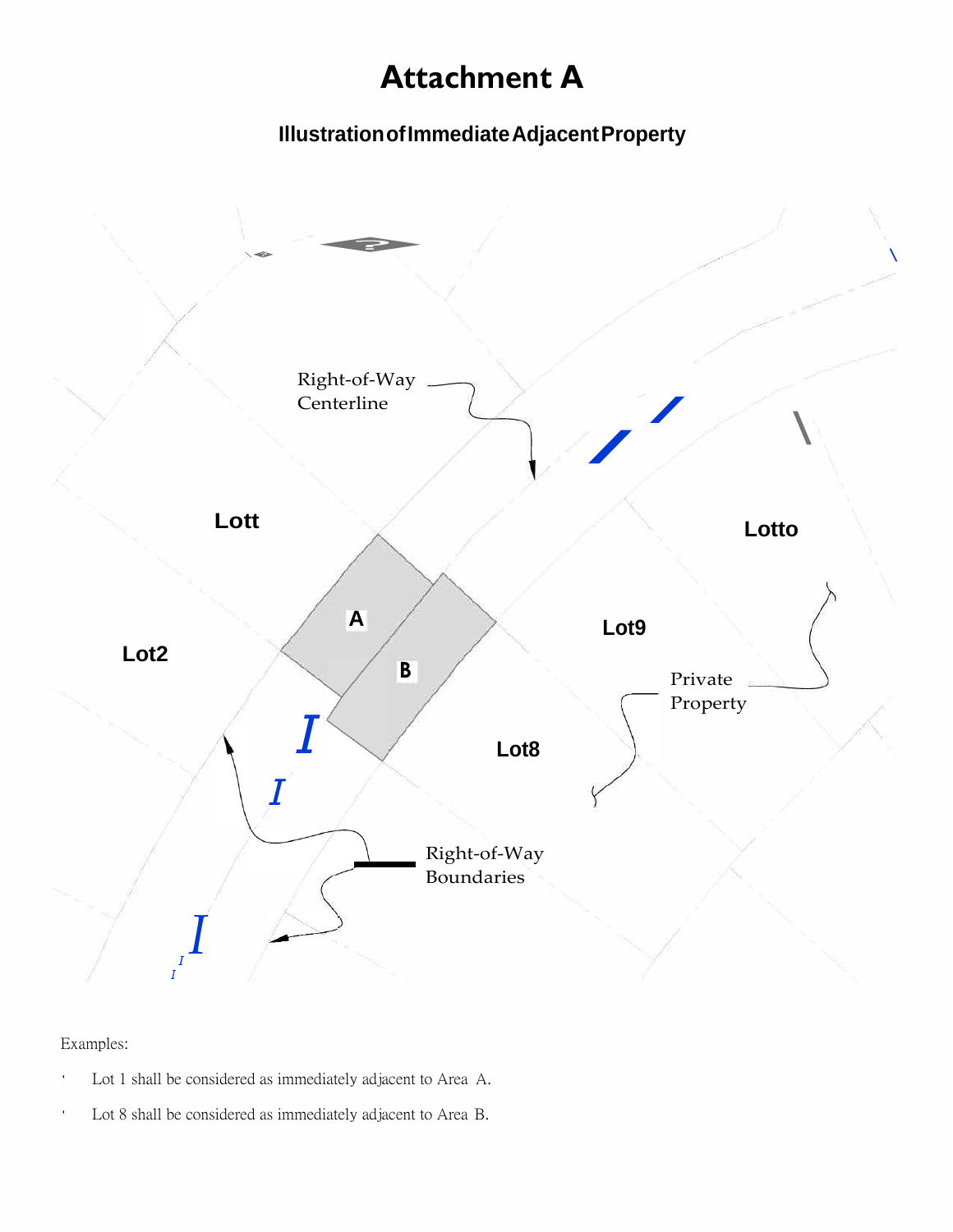# Attachment A

### Illustration of Immediate Adjacent Property

Right-of-Way Centerline

Lott

Lotto

A

Lot2

B

Lot9

Private Property

Lot8

Right-of-Way Boundaries

Examples:

- Lot 1 shall be considered as immediately adjacent to Area A.
- Lot 8 shall be considered as immediately adjacent to Area B.